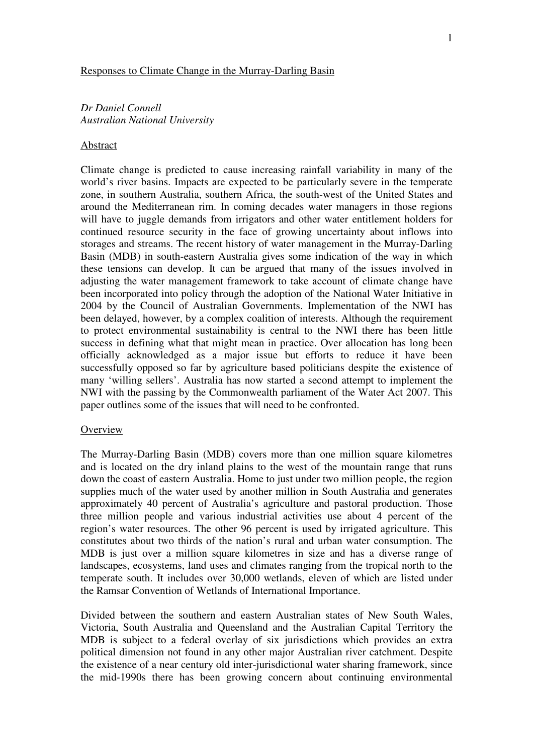# Responses to Climate Change in the Murray-Darling Basin

*Dr Daniel Connell*
*Australian National University*

## Abstract

Climate change is predicted to cause increasing rainfall variability in many of the world's river basins. Impacts are expected to be particularly severe in the temperate zone, in southern Australia, southern Africa, the south-west of the United States and around the Mediterranean rim. In coming decades water managers in those regions will have to juggle demands from irrigators and other water entitlement holders for continued resource security in the face of growing uncertainty about inflows into storages and streams. The recent history of water management in the Murray-Darling Basin (MDB) in south-eastern Australia gives some indication of the way in which these tensions can develop. It can be argued that many of the issues involved in adjusting the water management framework to take account of climate change have been incorporated into policy through the adoption of the National Water Initiative in 2004 by the Council of Australian Governments. Implementation of the NWI has been delayed, however, by a complex coalition of interests. Although the requirement to protect environmental sustainability is central to the NWI there has been little success in defining what that might mean in practice. Over allocation has long been officially acknowledged as a major issue but efforts to reduce it have been successfully opposed so far by agriculture based politicians despite the existence of many 'willing sellers'. Australia has now started a second attempt to implement the NWI with the passing by the Commonwealth parliament of the Water Act 2007. This paper outlines some of the issues that will need to be confronted.

## Overview

The Murray-Darling Basin (MDB) covers more than one million square kilometres and is located on the dry inland plains to the west of the mountain range that runs down the coast of eastern Australia. Home to just under two million people, the region supplies much of the water used by another million in South Australia and generates approximately 40 percent of Australia's agriculture and pastoral production. Those three million people and various industrial activities use about 4 percent of the region's water resources. The other 96 percent is used by irrigated agriculture. This constitutes about two thirds of the nation's rural and urban water consumption. The MDB is just over a million square kilometres in size and has a diverse range of landscapes, ecosystems, land uses and climates ranging from the tropical north to the temperate south. It includes over 30,000 wetlands, eleven of which are listed under the Ramsar Convention of Wetlands of International Importance.

Divided between the southern and eastern Australian states of New South Wales, Victoria, South Australia and Queensland and the Australian Capital Territory the MDB is subject to a federal overlay of six jurisdictions which provides an extra political dimension not found in any other major Australian river catchment. Despite the existence of a near century old inter-jurisdictional water sharing framework, since the mid-1990s there has been growing concern about continuing environmental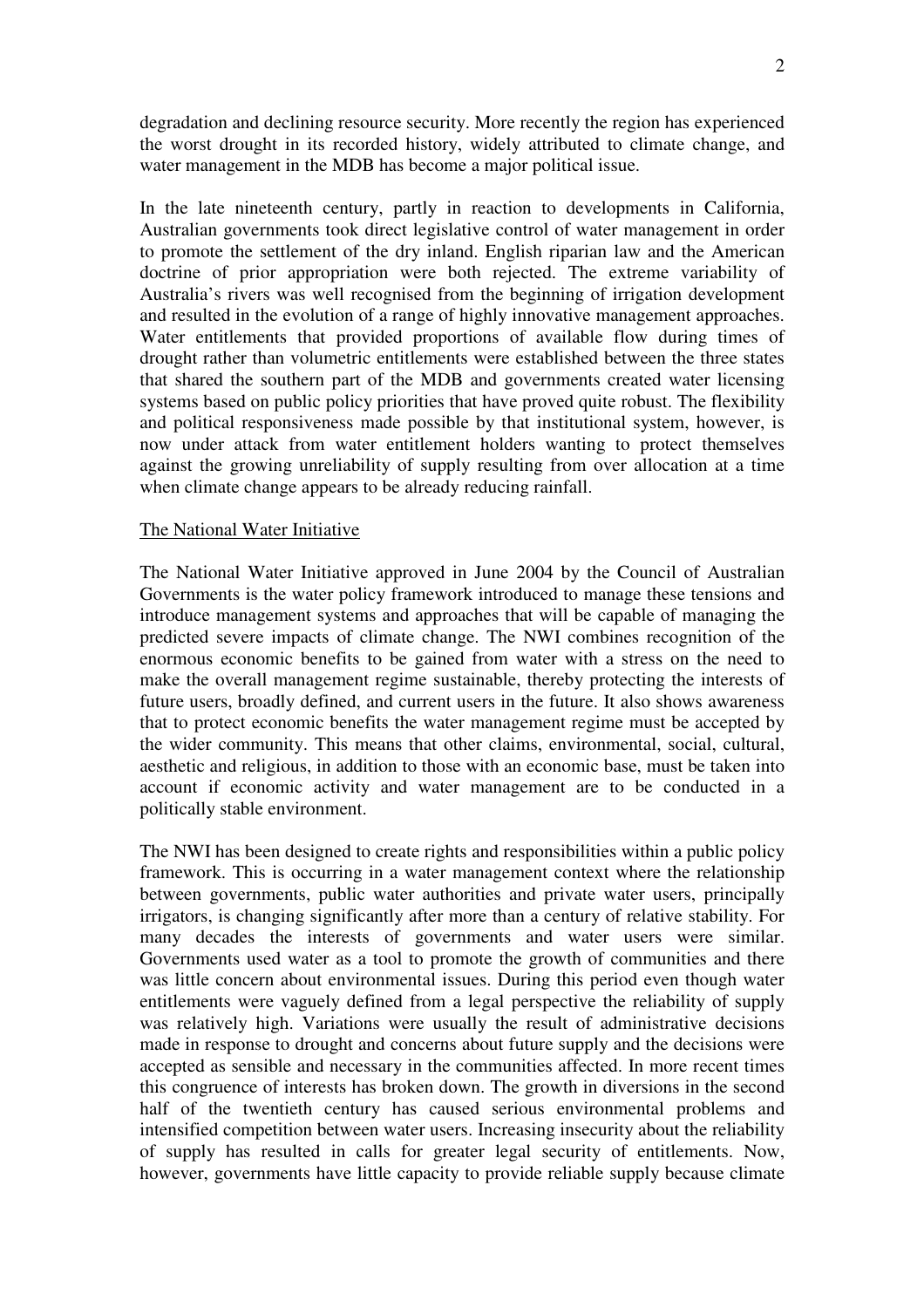degradation and declining resource security. More recently the region has experienced the worst drought in its recorded history, widely attributed to climate change, and water management in the MDB has become a major political issue.

In the late nineteenth century, partly in reaction to developments in California, Australian governments took direct legislative control of water management in order to promote the settlement of the dry inland. English riparian law and the American doctrine of prior appropriation were both rejected. The extreme variability of Australia's rivers was well recognised from the beginning of irrigation development and resulted in the evolution of a range of highly innovative management approaches. Water entitlements that provided proportions of available flow during times of drought rather than volumetric entitlements were established between the three states that shared the southern part of the MDB and governments created water licensing systems based on public policy priorities that have proved quite robust. The flexibility and political responsiveness made possible by that institutional system, however, is now under attack from water entitlement holders wanting to protect themselves against the growing unreliability of supply resulting from over allocation at a time when climate change appears to be already reducing rainfall.

## The National Water Initiative

The National Water Initiative approved in June 2004 by the Council of Australian Governments is the water policy framework introduced to manage these tensions and introduce management systems and approaches that will be capable of managing the predicted severe impacts of climate change. The NWI combines recognition of the enormous economic benefits to be gained from water with a stress on the need to make the overall management regime sustainable, thereby protecting the interests of future users, broadly defined, and current users in the future. It also shows awareness that to protect economic benefits the water management regime must be accepted by the wider community. This means that other claims, environmental, social, cultural, aesthetic and religious, in addition to those with an economic base, must be taken into account if economic activity and water management are to be conducted in a politically stable environment.

The NWI has been designed to create rights and responsibilities within a public policy framework. This is occurring in a water management context where the relationship between governments, public water authorities and private water users, principally irrigators, is changing significantly after more than a century of relative stability. For many decades the interests of governments and water users were similar. Governments used water as a tool to promote the growth of communities and there was little concern about environmental issues. During this period even though water entitlements were vaguely defined from a legal perspective the reliability of supply was relatively high. Variations were usually the result of administrative decisions made in response to drought and concerns about future supply and the decisions were accepted as sensible and necessary in the communities affected. In more recent times this congruence of interests has broken down. The growth in diversions in the second half of the twentieth century has caused serious environmental problems and intensified competition between water users. Increasing insecurity about the reliability of supply has resulted in calls for greater legal security of entitlements. Now, however, governments have little capacity to provide reliable supply because climate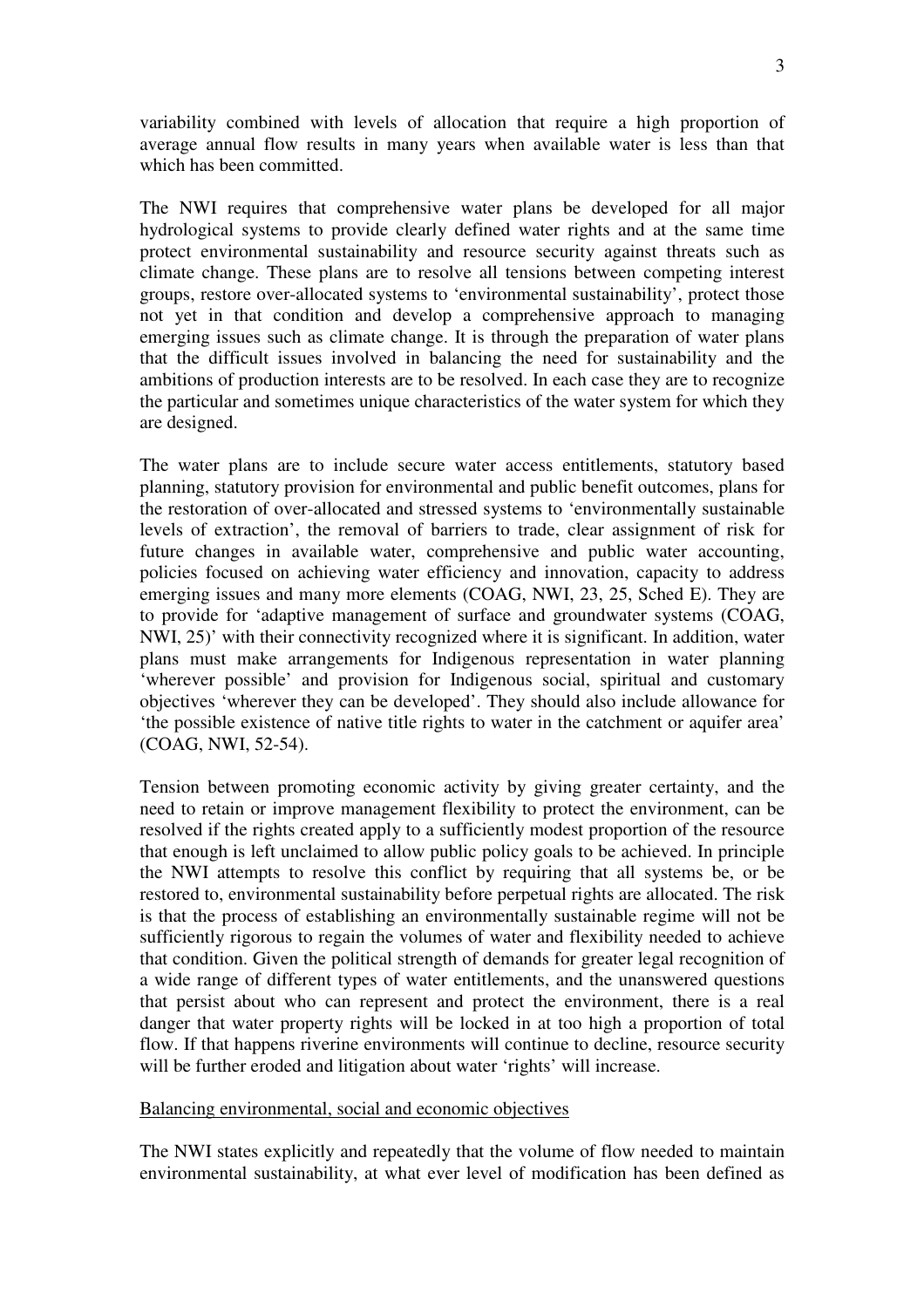variability combined with levels of allocation that require a high proportion of average annual flow results in many years when available water is less than that which has been committed.

The NWI requires that comprehensive water plans be developed for all major hydrological systems to provide clearly defined water rights and at the same time protect environmental sustainability and resource security against threats such as climate change. These plans are to resolve all tensions between competing interest groups, restore over-allocated systems to 'environmental sustainability', protect those not yet in that condition and develop a comprehensive approach to managing emerging issues such as climate change. It is through the preparation of water plans that the difficult issues involved in balancing the need for sustainability and the ambitions of production interests are to be resolved. In each case they are to recognize the particular and sometimes unique characteristics of the water system for which they are designed.

The water plans are to include secure water access entitlements, statutory based planning, statutory provision for environmental and public benefit outcomes, plans for the restoration of over-allocated and stressed systems to 'environmentally sustainable levels of extraction', the removal of barriers to trade, clear assignment of risk for future changes in available water, comprehensive and public water accounting, policies focused on achieving water efficiency and innovation, capacity to address emerging issues and many more elements (COAG, NWI, 23, 25, Sched E). They are to provide for 'adaptive management of surface and groundwater systems (COAG, NWI, 25)' with their connectivity recognized where it is significant. In addition, water plans must make arrangements for Indigenous representation in water planning 'wherever possible' and provision for Indigenous social, spiritual and customary objectives 'wherever they can be developed'. They should also include allowance for 'the possible existence of native title rights to water in the catchment or aquifer area' (COAG, NWI, 52-54).

Tension between promoting economic activity by giving greater certainty, and the need to retain or improve management flexibility to protect the environment, can be resolved if the rights created apply to a sufficiently modest proportion of the resource that enough is left unclaimed to allow public policy goals to be achieved. In principle the NWI attempts to resolve this conflict by requiring that all systems be, or be restored to, environmental sustainability before perpetual rights are allocated. The risk is that the process of establishing an environmentally sustainable regime will not be sufficiently rigorous to regain the volumes of water and flexibility needed to achieve that condition. Given the political strength of demands for greater legal recognition of a wide range of different types of water entitlements, and the unanswered questions that persist about who can represent and protect the environment, there is a real danger that water property rights will be locked in at too high a proportion of total flow. If that happens riverine environments will continue to decline, resource security will be further eroded and litigation about water 'rights' will increase.

## Balancing environmental, social and economic objectives

The NWI states explicitly and repeatedly that the volume of flow needed to maintain environmental sustainability, at what ever level of modification has been defined as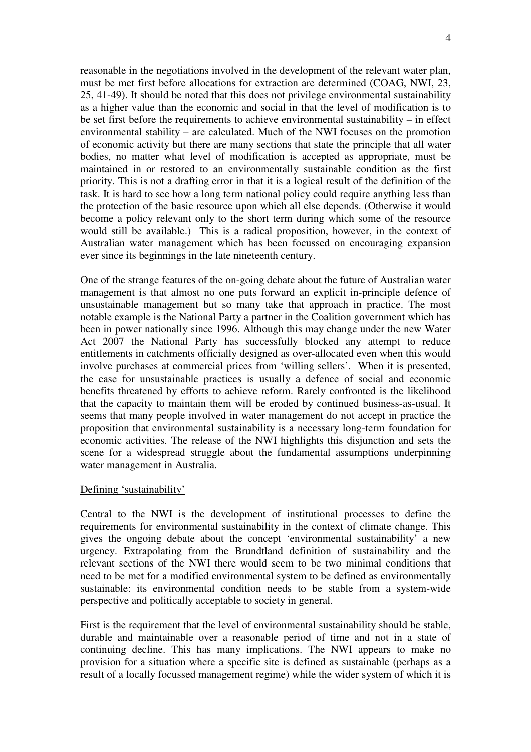reasonable in the negotiations involved in the development of the relevant water plan, must be met first before allocations for extraction are determined (COAG, NWI, 23, 25, 41-49). It should be noted that this does not privilege environmental sustainability as a higher value than the economic and social in that the level of modification is to be set first before the requirements to achieve environmental sustainability – in effect environmental stability – are calculated. Much of the NWI focuses on the promotion of economic activity but there are many sections that state the principle that all water bodies, no matter what level of modification is accepted as appropriate, must be maintained in or restored to an environmentally sustainable condition as the first priority. This is not a drafting error in that it is a logical result of the definition of the task. It is hard to see how a long term national policy could require anything less than the protection of the basic resource upon which all else depends. (Otherwise it would become a policy relevant only to the short term during which some of the resource would still be available.) This is a radical proposition, however, in the context of Australian water management which has been focussed on encouraging expansion ever since its beginnings in the late nineteenth century.

One of the strange features of the on-going debate about the future of Australian water management is that almost no one puts forward an explicit in-principle defence of unsustainable management but so many take that approach in practice. The most notable example is the National Party a partner in the Coalition government which has been in power nationally since 1996. Although this may change under the new Water Act 2007 the National Party has successfully blocked any attempt to reduce entitlements in catchments officially designed as over-allocated even when this would involve purchases at commercial prices from 'willing sellers'. When it is presented, the case for unsustainable practices is usually a defence of social and economic benefits threatened by efforts to achieve reform. Rarely confronted is the likelihood that the capacity to maintain them will be eroded by continued business-as-usual. It seems that many people involved in water management do not accept in practice the proposition that environmental sustainability is a necessary long-term foundation for economic activities. The release of the NWI highlights this disjunction and sets the scene for a widespread struggle about the fundamental assumptions underpinning water management in Australia.

## Defining 'sustainability'

Central to the NWI is the development of institutional processes to define the requirements for environmental sustainability in the context of climate change. This gives the ongoing debate about the concept 'environmental sustainability' a new urgency. Extrapolating from the Brundtland definition of sustainability and the relevant sections of the NWI there would seem to be two minimal conditions that need to be met for a modified environmental system to be defined as environmentally sustainable: its environmental condition needs to be stable from a system-wide perspective and politically acceptable to society in general.

First is the requirement that the level of environmental sustainability should be stable, durable and maintainable over a reasonable period of time and not in a state of continuing decline. This has many implications. The NWI appears to make no provision for a situation where a specific site is defined as sustainable (perhaps as a result of a locally focussed management regime) while the wider system of which it is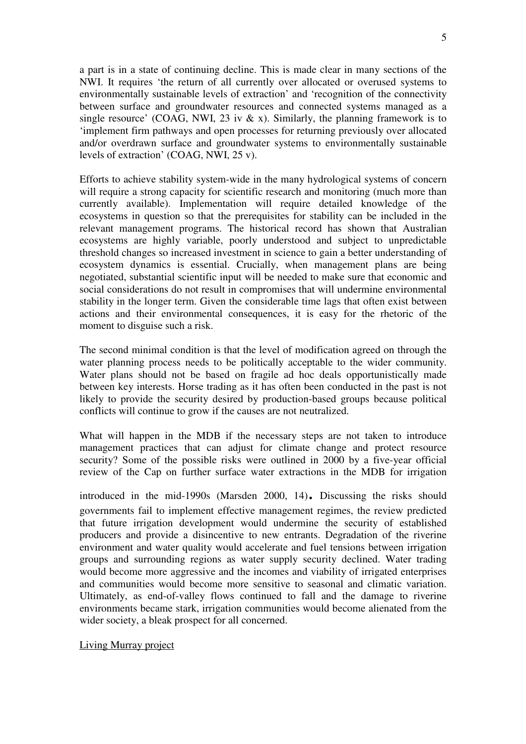a part is in a state of continuing decline. This is made clear in many sections of the NWI. It requires 'the return of all currently over allocated or overused systems to environmentally sustainable levels of extraction' and 'recognition of the connectivity between surface and groundwater resources and connected systems managed as a single resource' (COAG, NWI, 23 iv & x). Similarly, the planning framework is to 'implement firm pathways and open processes for returning previously over allocated and/or overdrawn surface and groundwater systems to environmentally sustainable levels of extraction' (COAG, NWI, 25 v).

Efforts to achieve stability system-wide in the many hydrological systems of concern will require a strong capacity for scientific research and monitoring (much more than currently available). Implementation will require detailed knowledge of the ecosystems in question so that the prerequisites for stability can be included in the relevant management programs. The historical record has shown that Australian ecosystems are highly variable, poorly understood and subject to unpredictable threshold changes so increased investment in science to gain a better understanding of ecosystem dynamics is essential. Crucially, when management plans are being negotiated, substantial scientific input will be needed to make sure that economic and social considerations do not result in compromises that will undermine environmental stability in the longer term. Given the considerable time lags that often exist between actions and their environmental consequences, it is easy for the rhetoric of the moment to disguise such a risk.

The second minimal condition is that the level of modification agreed on through the water planning process needs to be politically acceptable to the wider community. Water plans should not be based on fragile ad hoc deals opportunistically made between key interests. Horse trading as it has often been conducted in the past is not likely to provide the security desired by production-based groups because political conflicts will continue to grow if the causes are not neutralized.

What will happen in the MDB if the necessary steps are not taken to introduce management practices that can adjust for climate change and protect resource security? Some of the possible risks were outlined in 2000 by a five-year official review of the Cap on further surface water extractions in the MDB for irrigation introduced in the mid-1990s (Marsden 2000, 14). Discussing the risks should governments fail to implement effective management regimes, the review predicted that future irrigation development would undermine the security of established producers and provide a disincentive to new entrants. Degradation of the riverine environment and water quality would accelerate and fuel tensions between irrigation groups and surrounding regions as water supply security declined. Water trading would become more aggressive and the incomes and viability of irrigated enterprises and communities would become more sensitive to seasonal and climatic variation. Ultimately, as end-of-valley flows continued to fall and the damage to riverine environments became stark, irrigation communities would become alienated from the wider society, a bleak prospect for all concerned.

## Living Murray project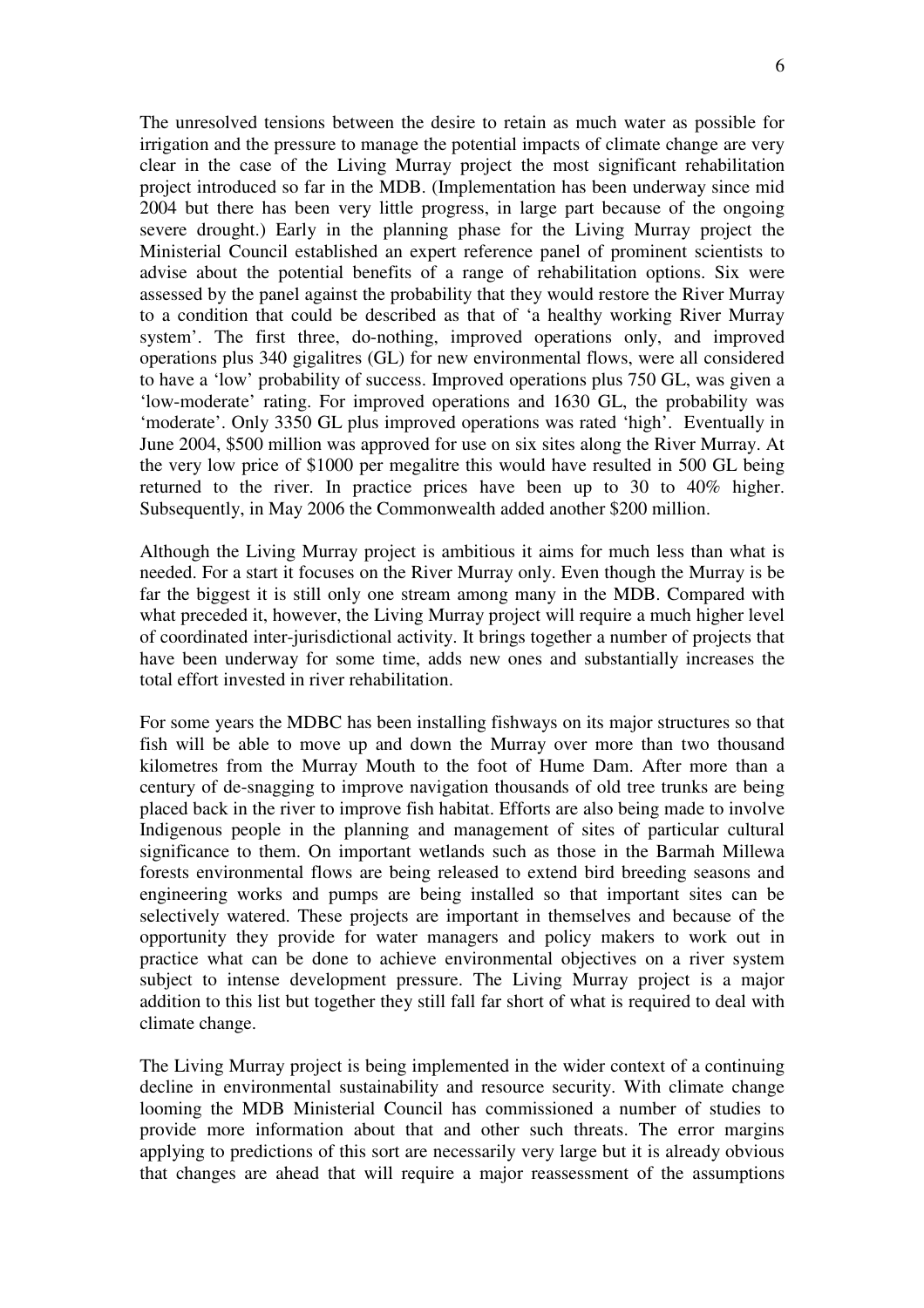The unresolved tensions between the desire to retain as much water as possible for irrigation and the pressure to manage the potential impacts of climate change are very clear in the case of the Living Murray project the most significant rehabilitation project introduced so far in the MDB. (Implementation has been underway since mid 2004 but there has been very little progress, in large part because of the ongoing severe drought.) Early in the planning phase for the Living Murray project the Ministerial Council established an expert reference panel of prominent scientists to advise about the potential benefits of a range of rehabilitation options. Six were assessed by the panel against the probability that they would restore the River Murray to a condition that could be described as that of 'a healthy working River Murray system'. The first three, do-nothing, improved operations only, and improved operations plus 340 gigalitres (GL) for new environmental flows, were all considered to have a 'low' probability of success. Improved operations plus 750 GL, was given a 'low-moderate' rating. For improved operations and 1630 GL, the probability was 'moderate'. Only 3350 GL plus improved operations was rated 'high'. Eventually in June 2004, \$500 million was approved for use on six sites along the River Murray. At the very low price of \$1000 per megalitre this would have resulted in 500 GL being returned to the river. In practice prices have been up to 30 to 40% higher. Subsequently, in May 2006 the Commonwealth added another \$200 million.

Although the Living Murray project is ambitious it aims for much less than what is needed. For a start it focuses on the River Murray only. Even though the Murray is be far the biggest it is still only one stream among many in the MDB. Compared with what preceded it, however, the Living Murray project will require a much higher level of coordinated inter-jurisdictional activity. It brings together a number of projects that have been underway for some time, adds new ones and substantially increases the total effort invested in river rehabilitation.

For some years the MDBC has been installing fishways on its major structures so that fish will be able to move up and down the Murray over more than two thousand kilometres from the Murray Mouth to the foot of Hume Dam. After more than a century of de-snagging to improve navigation thousands of old tree trunks are being placed back in the river to improve fish habitat. Efforts are also being made to involve Indigenous people in the planning and management of sites of particular cultural significance to them. On important wetlands such as those in the Barmah Millewa forests environmental flows are being released to extend bird breeding seasons and engineering works and pumps are being installed so that important sites can be selectively watered. These projects are important in themselves and because of the opportunity they provide for water managers and policy makers to work out in practice what can be done to achieve environmental objectives on a river system subject to intense development pressure. The Living Murray project is a major addition to this list but together they still fall far short of what is required to deal with climate change.

The Living Murray project is being implemented in the wider context of a continuing decline in environmental sustainability and resource security. With climate change looming the MDB Ministerial Council has commissioned a number of studies to provide more information about that and other such threats. The error margins applying to predictions of this sort are necessarily very large but it is already obvious that changes are ahead that will require a major reassessment of the assumptions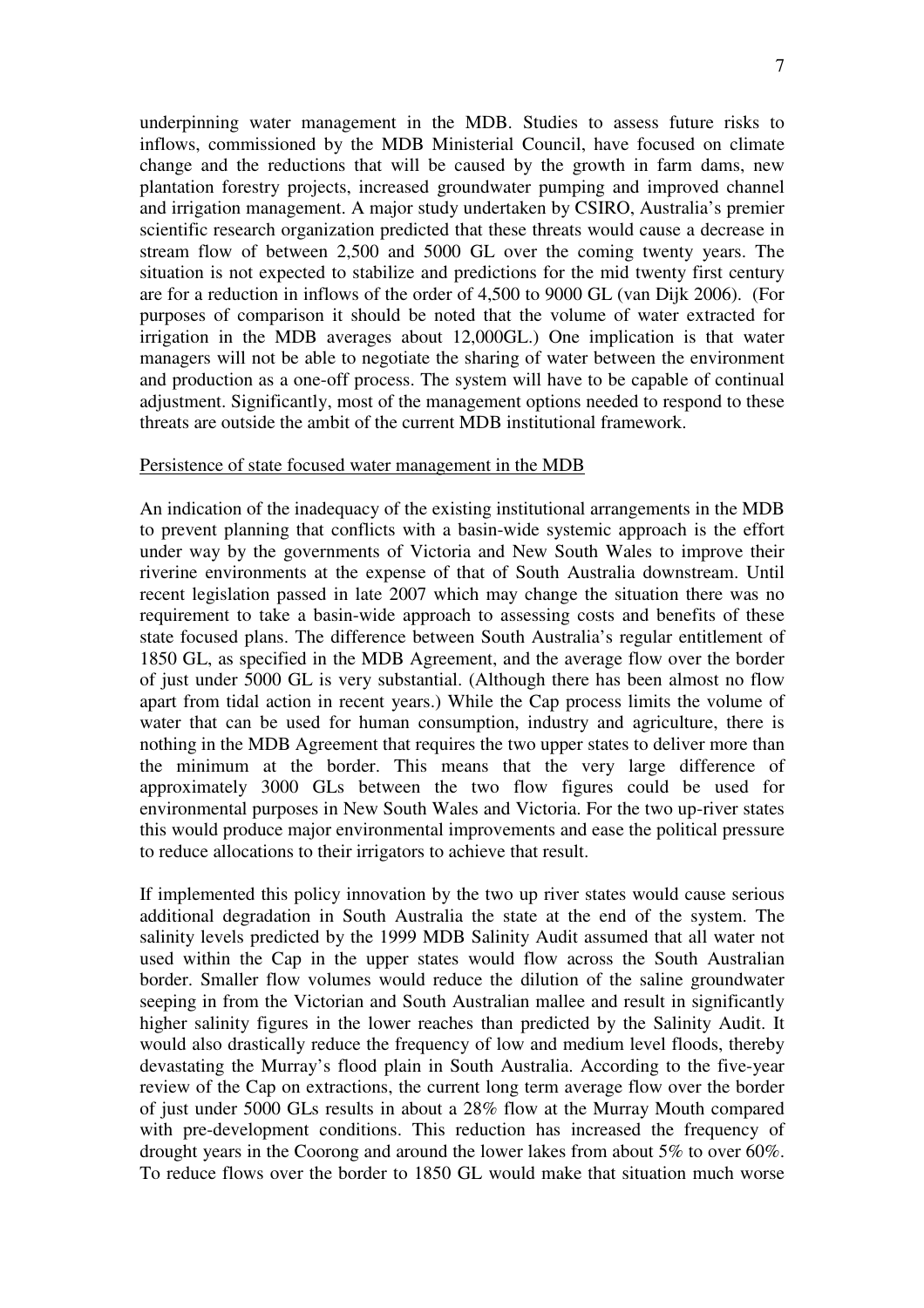underpinning water management in the MDB. Studies to assess future risks to inflows, commissioned by the MDB Ministerial Council, have focused on climate change and the reductions that will be caused by the growth in farm dams, new plantation forestry projects, increased groundwater pumping and improved channel and irrigation management. A major study undertaken by CSIRO, Australia's premier scientific research organization predicted that these threats would cause a decrease in stream flow of between 2,500 and 5000 GL over the coming twenty years. The situation is not expected to stabilize and predictions for the mid twenty first century are for a reduction in inflows of the order of 4,500 to 9000 GL (van Dijk 2006). (For purposes of comparison it should be noted that the volume of water extracted for irrigation in the MDB averages about 12,000GL.) One implication is that water managers will not be able to negotiate the sharing of water between the environment and production as a one-off process. The system will have to be capable of continual adjustment. Significantly, most of the management options needed to respond to these threats are outside the ambit of the current MDB institutional framework.

Persistence of state focused water management in the MDB

An indication of the inadequacy of the existing institutional arrangements in the MDB to prevent planning that conflicts with a basin-wide systemic approach is the effort under way by the governments of Victoria and New South Wales to improve their riverine environments at the expense of that of South Australia downstream. Until recent legislation passed in late 2007 which may change the situation there was no requirement to take a basin-wide approach to assessing costs and benefits of these state focused plans. The difference between South Australia's regular entitlement of 1850 GL, as specified in the MDB Agreement, and the average flow over the border of just under 5000 GL is very substantial. (Although there has been almost no flow apart from tidal action in recent years.) While the Cap process limits the volume of water that can be used for human consumption, industry and agriculture, there is nothing in the MDB Agreement that requires the two upper states to deliver more than the minimum at the border. This means that the very large difference of approximately 3000 GLs between the two flow figures could be used for environmental purposes in New South Wales and Victoria. For the two up-river states this would produce major environmental improvements and ease the political pressure to reduce allocations to their irrigators to achieve that result.

If implemented this policy innovation by the two up river states would cause serious additional degradation in South Australia the state at the end of the system. The salinity levels predicted by the 1999 MDB Salinity Audit assumed that all water not used within the Cap in the upper states would flow across the South Australian border. Smaller flow volumes would reduce the dilution of the saline groundwater seeping in from the Victorian and South Australian mallee and result in significantly higher salinity figures in the lower reaches than predicted by the Salinity Audit. It would also drastically reduce the frequency of low and medium level floods, thereby devastating the Murray's flood plain in South Australia. According to the five-year review of the Cap on extractions, the current long term average flow over the border of just under 5000 GLs results in about a 28% flow at the Murray Mouth compared with pre-development conditions. This reduction has increased the frequency of drought years in the Coorong and around the lower lakes from about 5% to over 60%. To reduce flows over the border to 1850 GL would make that situation much worse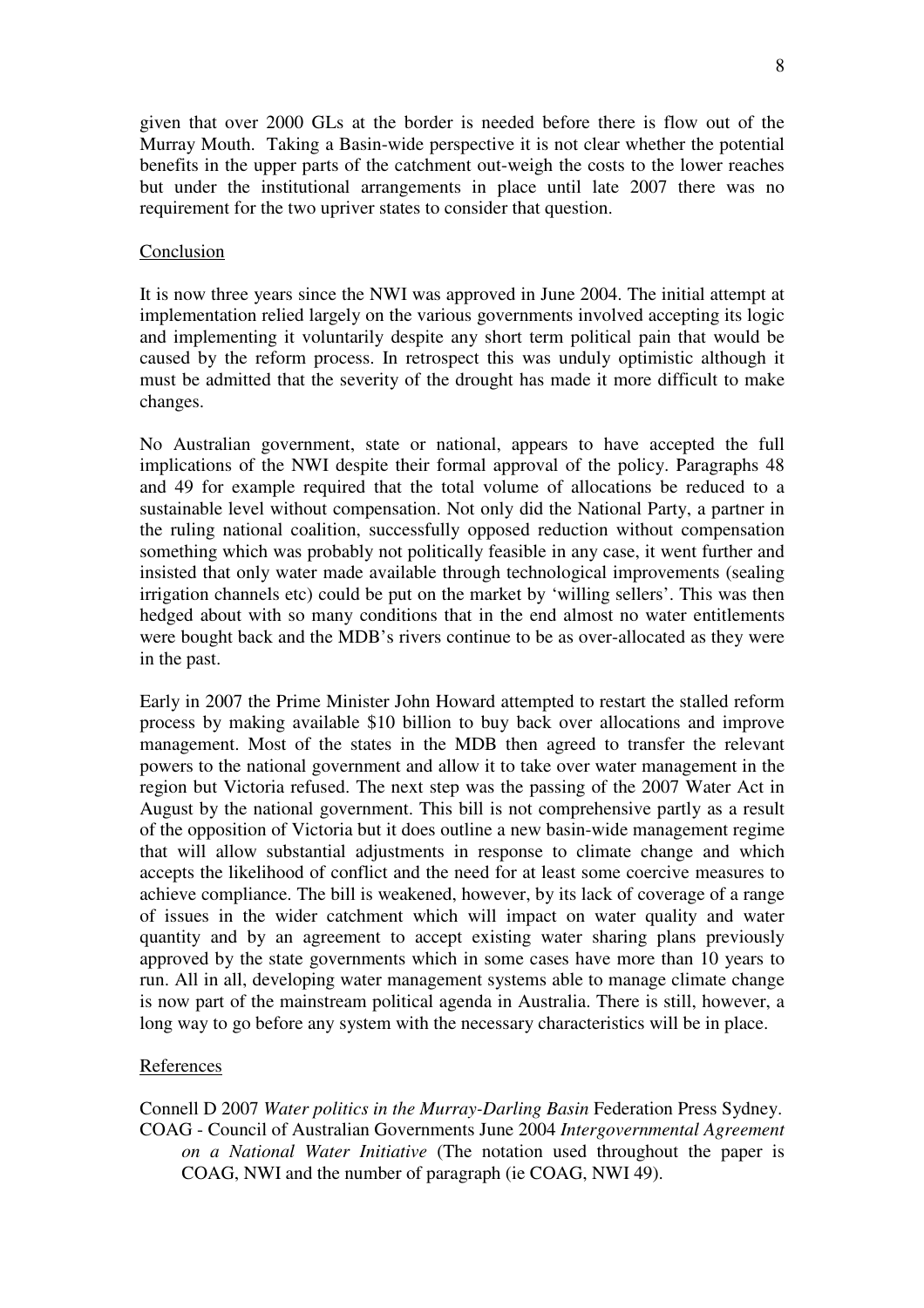given that over 2000 GLs at the border is needed before there is flow out of the Murray Mouth. Taking a Basin-wide perspective it is not clear whether the potential benefits in the upper parts of the catchment out-weigh the costs to the lower reaches but under the institutional arrangements in place until late 2007 there was no requirement for the two upriver states to consider that question.

## Conclusion

It is now three years since the NWI was approved in June 2004. The initial attempt at implementation relied largely on the various governments involved accepting its logic and implementing it voluntarily despite any short term political pain that would be caused by the reform process. In retrospect this was unduly optimistic although it must be admitted that the severity of the drought has made it more difficult to make changes.

No Australian government, state or national, appears to have accepted the full implications of the NWI despite their formal approval of the policy. Paragraphs 48 and 49 for example required that the total volume of allocations be reduced to a sustainable level without compensation. Not only did the National Party, a partner in the ruling national coalition, successfully opposed reduction without compensation something which was probably not politically feasible in any case, it went further and insisted that only water made available through technological improvements (sealing irrigation channels etc) could be put on the market by 'willing sellers'. This was then hedged about with so many conditions that in the end almost no water entitlements were bought back and the MDB's rivers continue to be as over-allocated as they were in the past.

Early in 2007 the Prime Minister John Howard attempted to restart the stalled reform process by making available \$10 billion to buy back over allocations and improve management. Most of the states in the MDB then agreed to transfer the relevant powers to the national government and allow it to take over water management in the region but Victoria refused. The next step was the passing of the 2007 Water Act in August by the national government. This bill is not comprehensive partly as a result of the opposition of Victoria but it does outline a new basin-wide management regime that will allow substantial adjustments in response to climate change and which accepts the likelihood of conflict and the need for at least some coercive measures to achieve compliance. The bill is weakened, however, by its lack of coverage of a range of issues in the wider catchment which will impact on water quality and water quantity and by an agreement to accept existing water sharing plans previously approved by the state governments which in some cases have more than 10 years to run. All in all, developing water management systems able to manage climate change is now part of the mainstream political agenda in Australia. There is still, however, a long way to go before any system with the necessary characteristics will be in place.

## References

Connell D 2007 *Water politics in the Murray-Darling Basin* Federation Press Sydney.

COAG - Council of Australian Governments June 2004 *Intergovernmental Agreement on a National Water Initiative* (The notation used throughout the paper is COAG, NWI and the number of paragraph (ie COAG, NWI 49).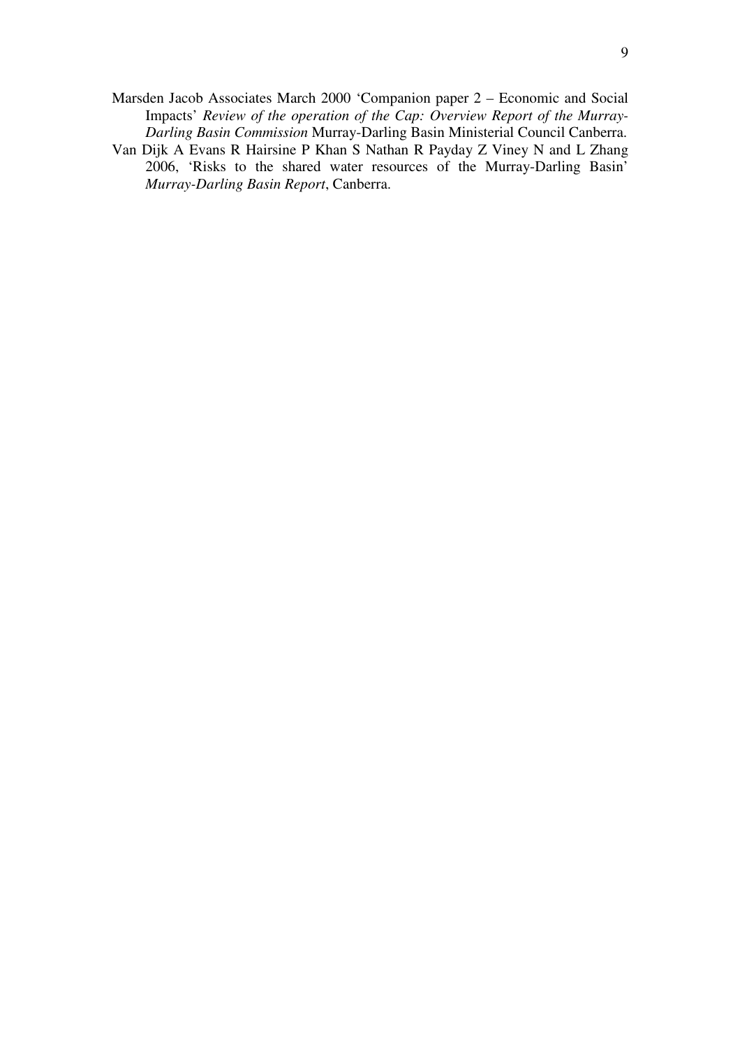Marsden Jacob Associates March 2000 'Companion paper 2 – Economic and Social Impacts' *Review of the operation of the Cap: Overview Report of the Murray-Darling Basin Commission* Murray-Darling Basin Ministerial Council Canberra.

Van Dijk A Evans R Hairsine P Khan S Nathan R Payday Z Viney N and L Zhang 2006, 'Risks to the shared water resources of the Murray-Darling Basin' *Murray-Darling Basin Report*, Canberra.